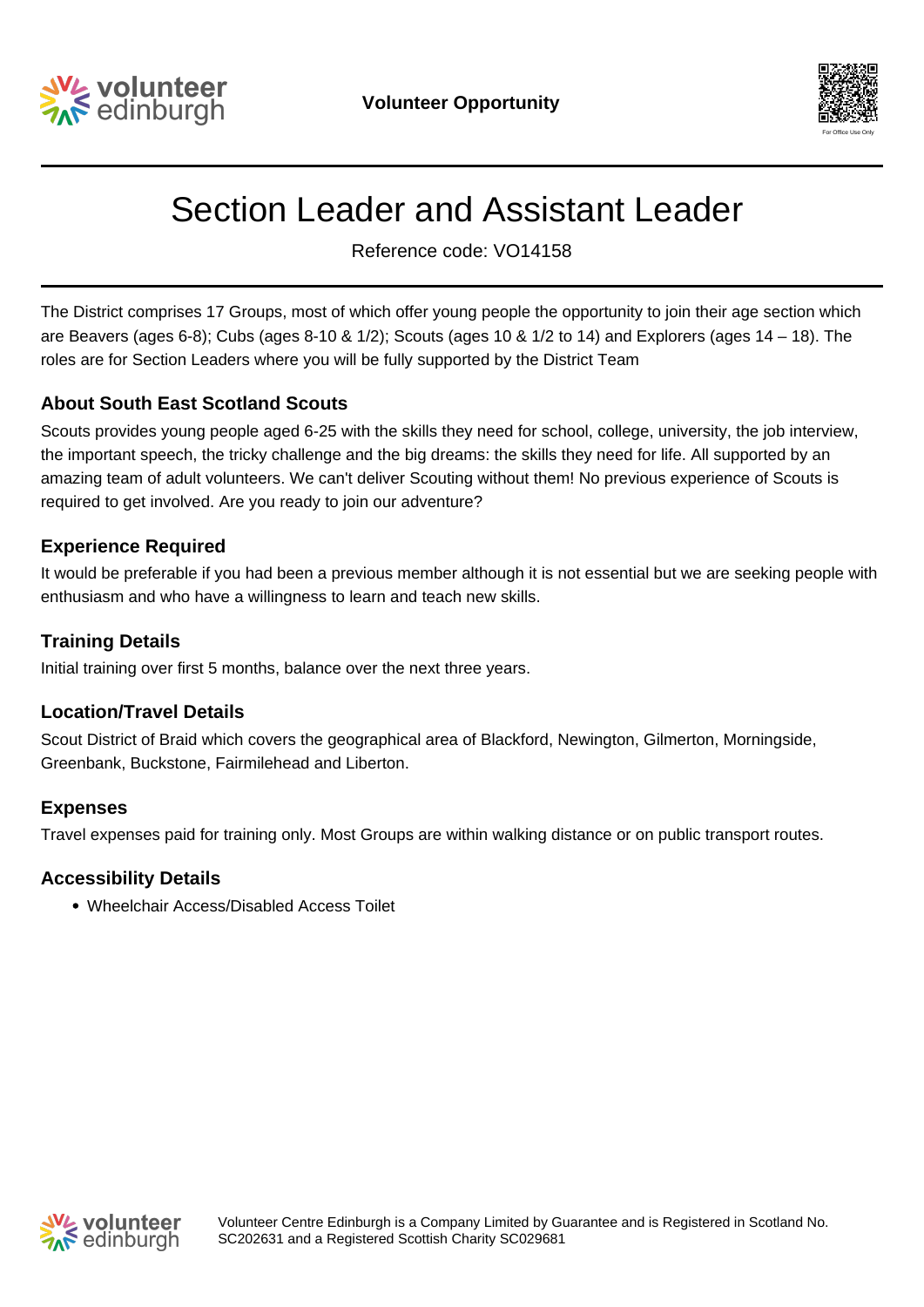Volunteer Opportunity

# Section Leader and Assistant Leader

Reference code: VO14158

The District comprises 17 Groups, most of which offer young people the opportunity to join their age section which are Beavers (ages 6-8); Cubs (ages 8-10 & 1/2); Scouts (ages 10 & 1/2 to 14) and Explorers (ages 14 – 18). The roles are for Section Leaders where you will be fully supported by the District Team

### About South East Scotland Scouts

Scouts provides young people aged 6-25 with the skills they need for school, college, university, the job interview, the important speech, the tricky challenge and the big dreams: the skills they need for life. All supported by an amazing team of adult volunteers. We can't deliver Scouting without them! No previous experience of Scouts is required to get involved. Are you ready to join our adventure?

### Experience Required

It would be preferable if you had been a previous member although it is not essential but we are seeking people with enthusiasm and who have a willingness to learn and teach new skills.

### Training Details

Initial training over first 5 months, balance over the next three years.

### Location/Travel Details

Scout District of Braid which covers the geographical area of Blackford, Newington, Gilmerton, Morningside, Greenbank, Buckstone, Fairmilehead and Liberton.

### Expenses

Travel expenses paid for training only. Most Groups are within walking distance or on public transport routes.

### Accessibility Details

- Wheelchair Access/Disabled Access Toilet

Volunteer Centre Edinburgh is a Company Limited by Guarantee and is Registered in Scotland No. SC202631 and a Registered Scottish Charity SC029681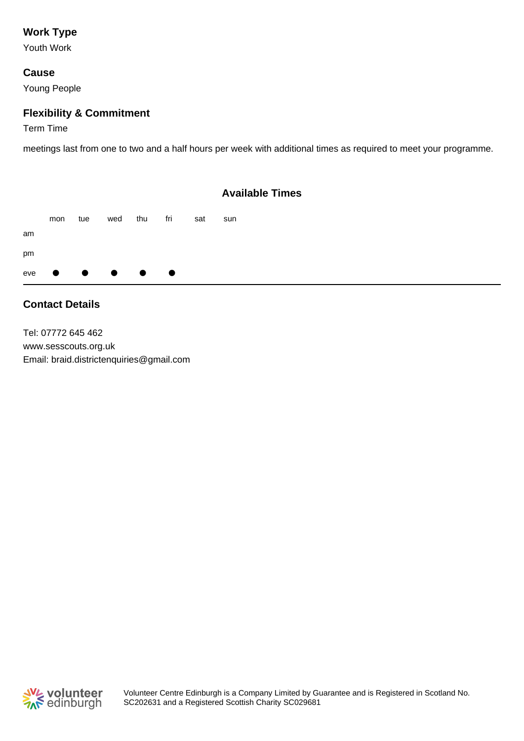### Work Type

Youth Work

### Cause

Young People

### Flexibility & Commitment

Term Time

meetings last from one to two and a half hours per week with additional times as required to meet your programme.

### Available Times

| | mon | tue | wed | thu | fri | sat | sun |
|---|---|---|---|---|---|---|---|
| am | | | | | | | |
| pm | | | | | | | |
| eve | ● | ● | ● | ● | ● | | |

### Contact Details

Tel: 07772 645 462
www.sesscouts.org.uk
Email: braid.districtenquiries@gmail.com

Volunteer Centre Edinburgh is a Company Limited by Guarantee and is Registered in Scotland No. SC202631 and a Registered Scottish Charity SC029681